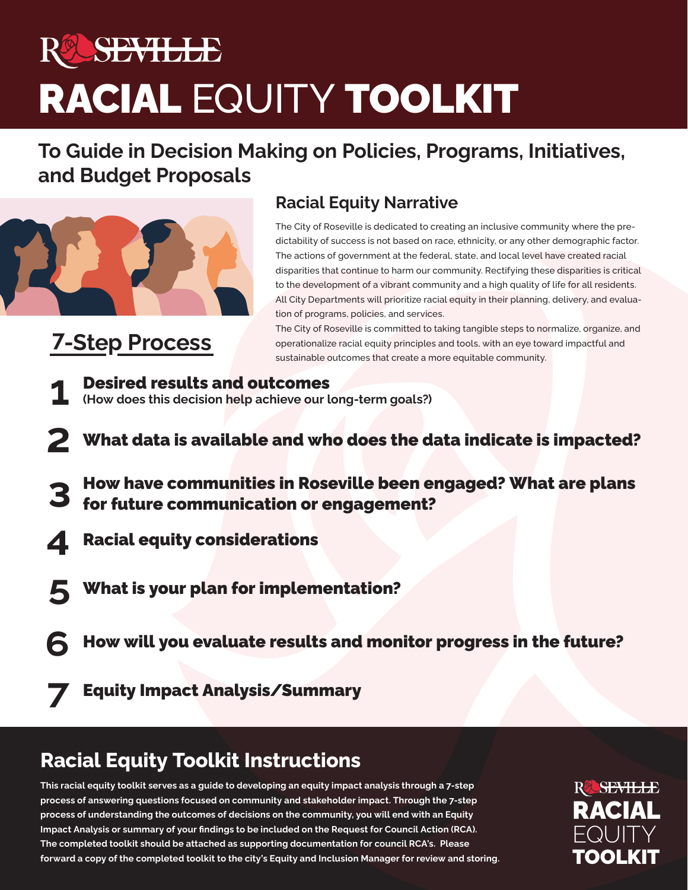# ROSEVILLE

# RACIAL EQUITY TOOLKIT

## To Guide in Decision Making on Policies, Programs, Initiatives, and Budget Proposals

### Racial Equity Narrative

The City of Roseville is dedicated to creating an inclusive community where the predictability of success is not based on race, ethnicity, or any other demographic factor. The actions of government at the federal, state, and local level have created racial disparities that continue to harm our community. Rectifying these disparities is critical to the development of a vibrant community and a high quality of life for all residents. All City Departments will prioritize racial equity in their planning, delivery, and evaluation of programs, policies, and services.

The City of Roseville is committed to taking tangible steps to normalize, organize, and operationalize racial equity principles and tools, with an eye toward impactful and sustainable outcomes that create a more equitable community.

## 7-Step Process

1. **Desired results and outcomes**
   **(How does this decision help achieve our long-term goals?)**
2. **What data is available and who does the data indicate is impacted?**
3. **How have communities in Roseville been engaged? What are plans for future communication or engagement?**
4. **Racial equity considerations**
5. **What is your plan for implementation?**
6. **How will you evaluate results and monitor progress in the future?**
7. **Equity Impact Analysis/Summary**

## Racial Equity Toolkit Instructions

**This racial equity toolkit serves as a guide to developing an equity impact analysis through a 7-step process of answering questions focused on community and stakeholder impact. Through the 7-step process of understanding the outcomes of decisions on the community, you will end with an Equity Impact Analysis or summary of your findings to be included on the Request for Council Action (RCA). The completed toolkit should be attached as supporting documentation for council RCA's. Please forward a copy of the completed toolkit to the city's Equity and Inclusion Manager for review and storing.**

ROSEVILLE RACIAL EQUITY TOOLKIT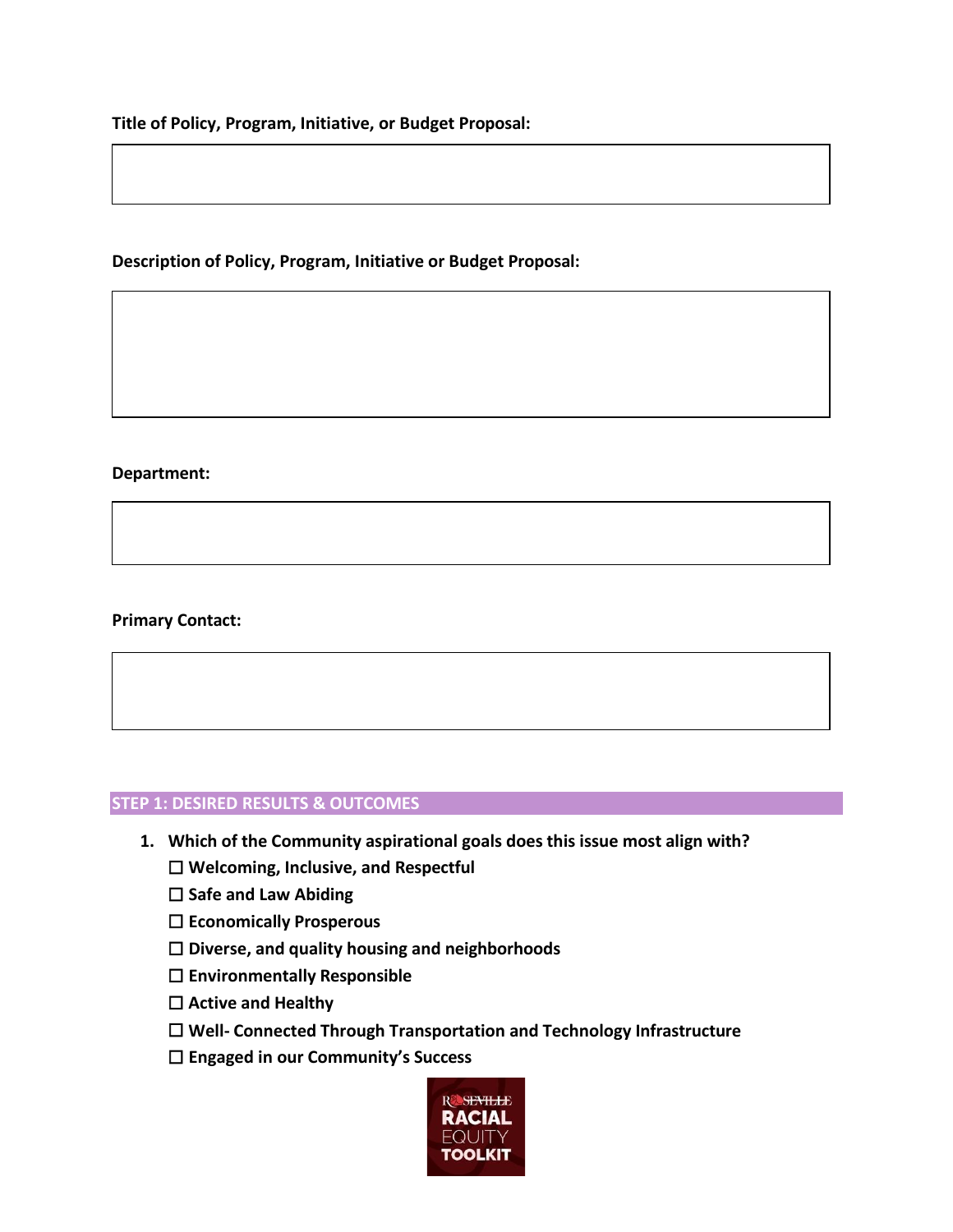**Title of Policy, Program, Initiative, or Budget Proposal:**

**Description of Policy, Program, Initiative or Budget Proposal:**

**Department:**

**Primary Contact:**

## STEP 1: DESIRED RESULTS & OUTCOMES

1. **Which of the Community aspirational goals does this issue most align with?**
   - ☐ **Welcoming, Inclusive, and Respectful**
   - ☐ **Safe and Law Abiding**
   - ☐ **Economically Prosperous**
   - ☐ **Diverse, and quality housing and neighborhoods**
   - ☐ **Environmentally Responsible**
   - ☐ **Active and Healthy**
   - ☐ **Well- Connected Through Transportation and Technology Infrastructure**
   - ☐ **Engaged in our Community's Success**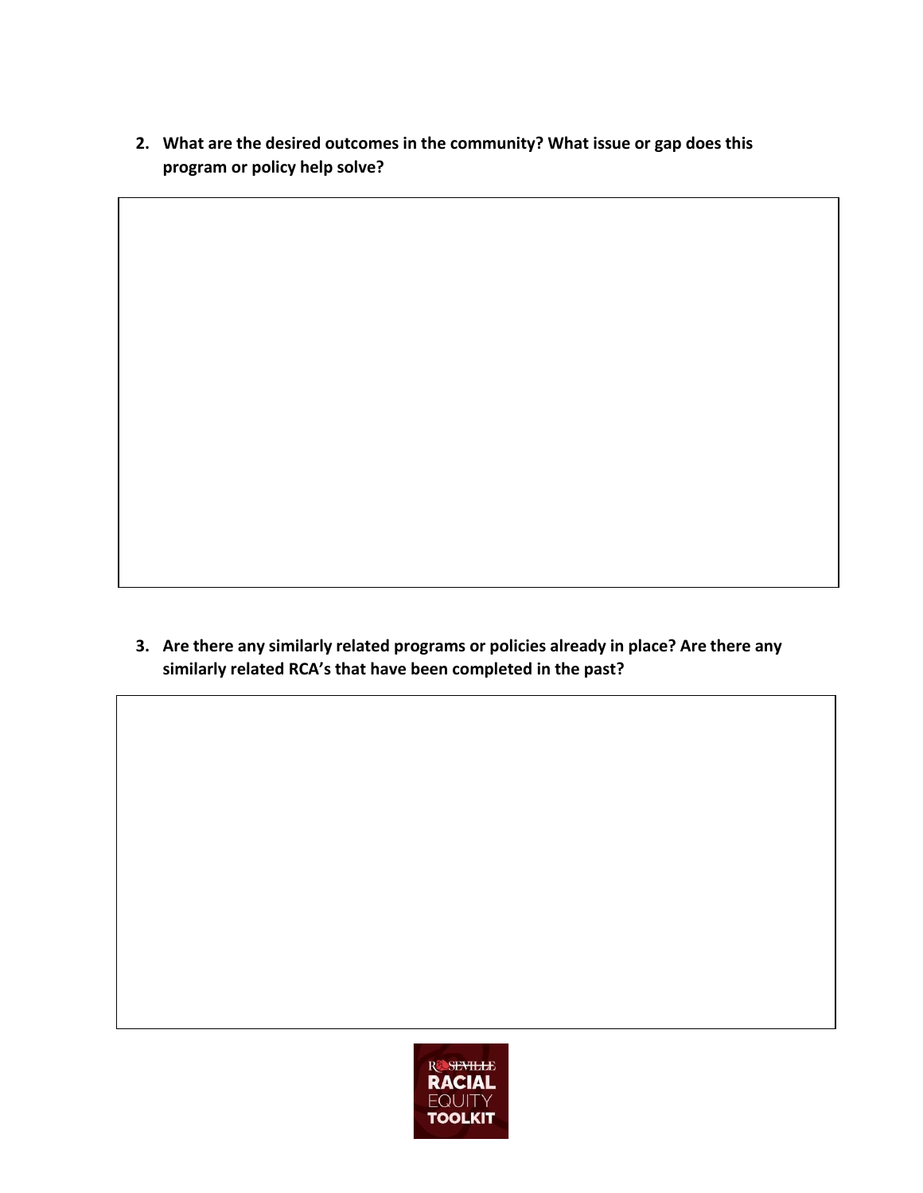2. **What are the desired outcomes in the community? What issue or gap does this program or policy help solve?**

3. **Are there any similarly related programs or policies already in place? Are there any similarly related RCA's that have been completed in the past?**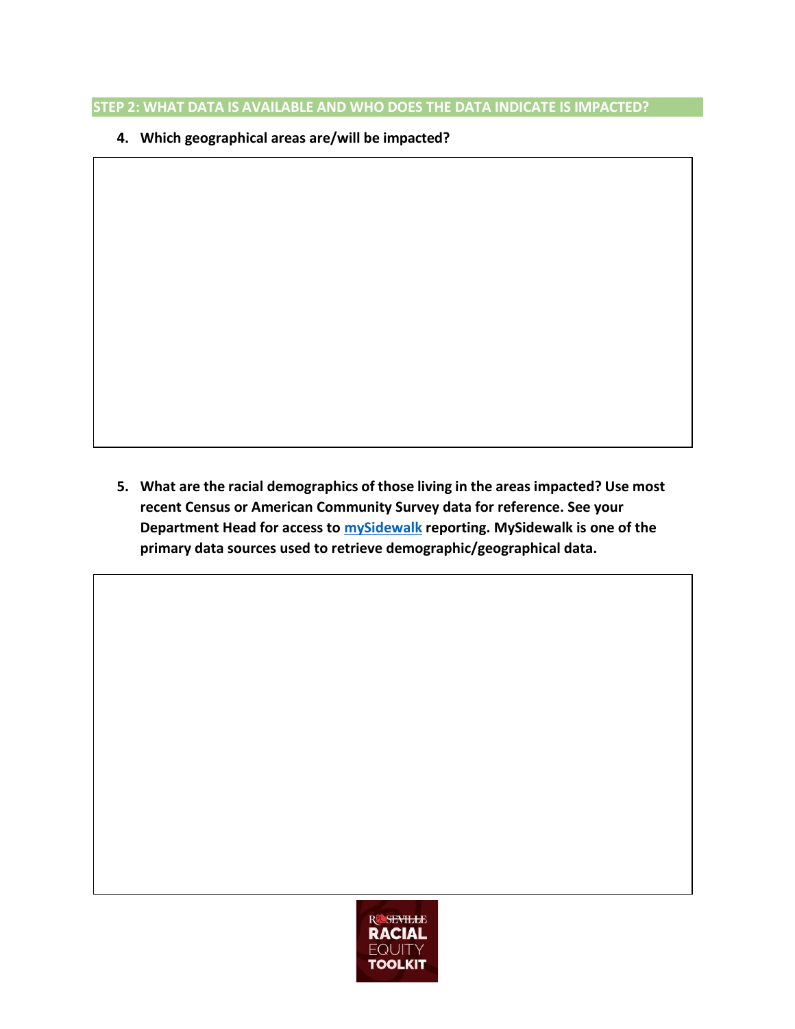## STEP 2: WHAT DATA IS AVAILABLE AND WHO DOES THE DATA INDICATE IS IMPACTED?

4. **Which geographical areas are/will be impacted?**

5. **What are the racial demographics of those living in the areas impacted? Use most recent Census or American Community Survey data for reference. See your Department Head for access to mySidewalk reporting. MySidewalk is one of the primary data sources used to retrieve demographic/geographical data.**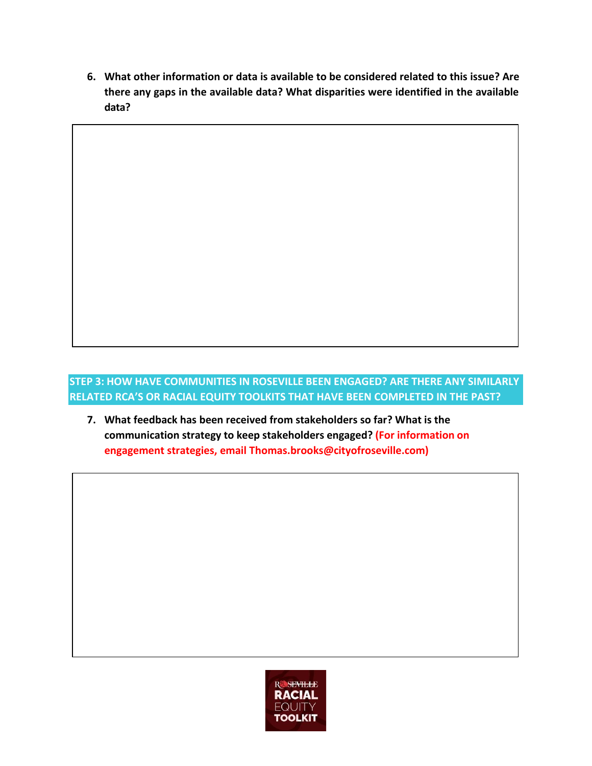6. **What other information or data is available to be considered related to this issue? Are there any gaps in the available data? What disparities were identified in the available data?**

## STEP 3: HOW HAVE COMMUNITIES IN ROSEVILLE BEEN ENGAGED? ARE THERE ANY SIMILARLY RELATED RCA'S OR RACIAL EQUITY TOOLKITS THAT HAVE BEEN COMPLETED IN THE PAST?

7. **What feedback has been received from stakeholders so far? What is the communication strategy to keep stakeholders engaged? (For information on engagement strategies, email Thomas.brooks@cityofroseville.com)**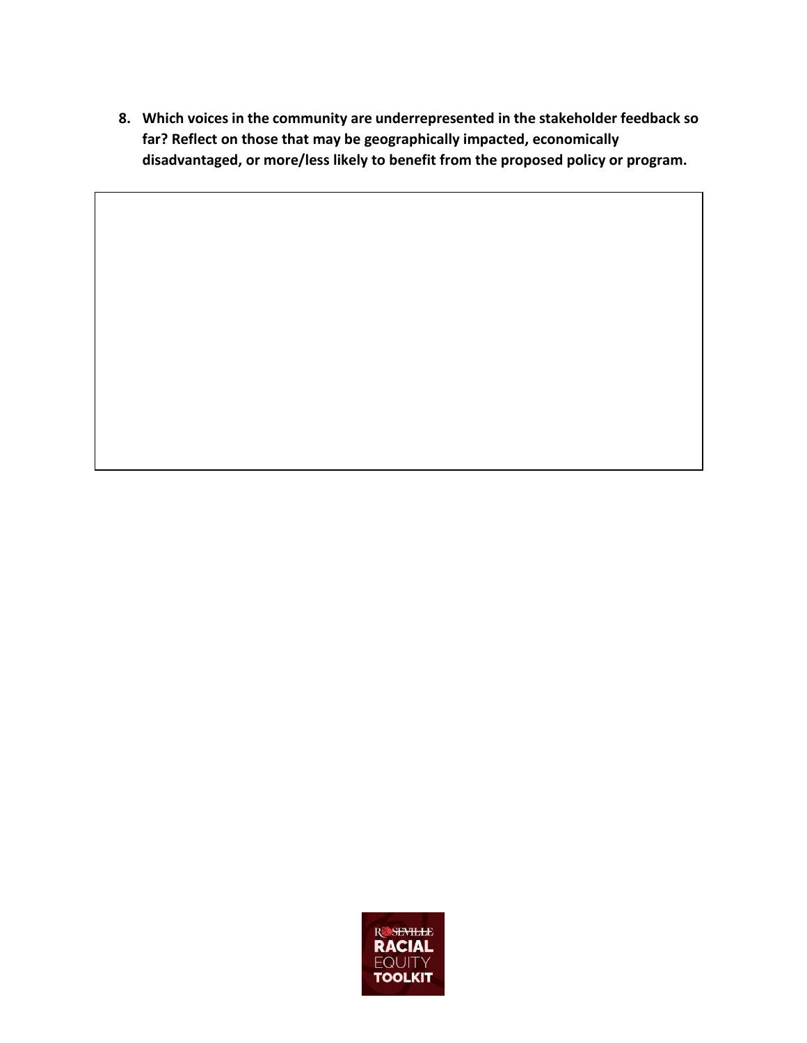**8. Which voices in the community are underrepresented in the stakeholder feedback so far? Reflect on those that may be geographically impacted, economically disadvantaged, or more/less likely to benefit from the proposed policy or program.**

| |
|---|
| |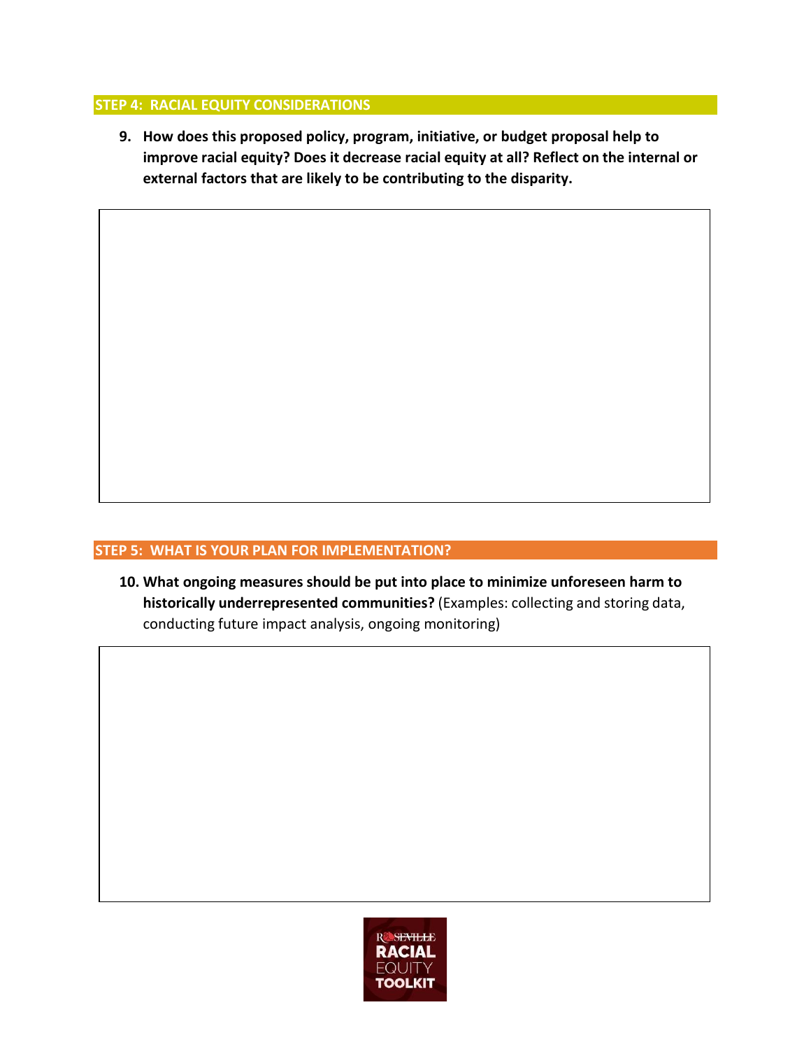## STEP 4: RACIAL EQUITY CONSIDERATIONS

9. **How does this proposed policy, program, initiative, or budget proposal help to improve racial equity? Does it decrease racial equity at all? Reflect on the internal or external factors that are likely to be contributing to the disparity.**

## STEP 5: WHAT IS YOUR PLAN FOR IMPLEMENTATION?

10. **What ongoing measures should be put into place to minimize unforeseen harm to historically underrepresented communities?** (Examples: collecting and storing data, conducting future impact analysis, ongoing monitoring)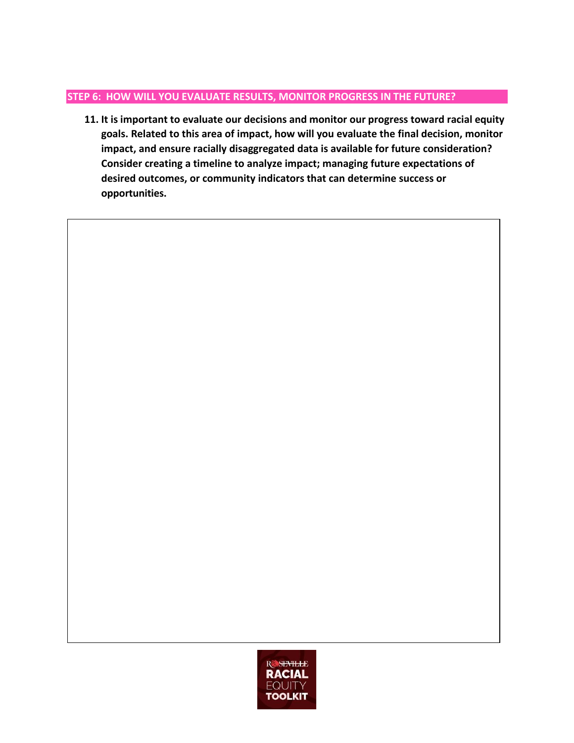## STEP 6: HOW WILL YOU EVALUATE RESULTS, MONITOR PROGRESS IN THE FUTURE?

11. **It is important to evaluate our decisions and monitor our progress toward racial equity goals. Related to this area of impact, how will you evaluate the final decision, monitor impact, and ensure racially disaggregated data is available for future consideration? Consider creating a timeline to analyze impact; managing future expectations of desired outcomes, or community indicators that can determine success or opportunities.**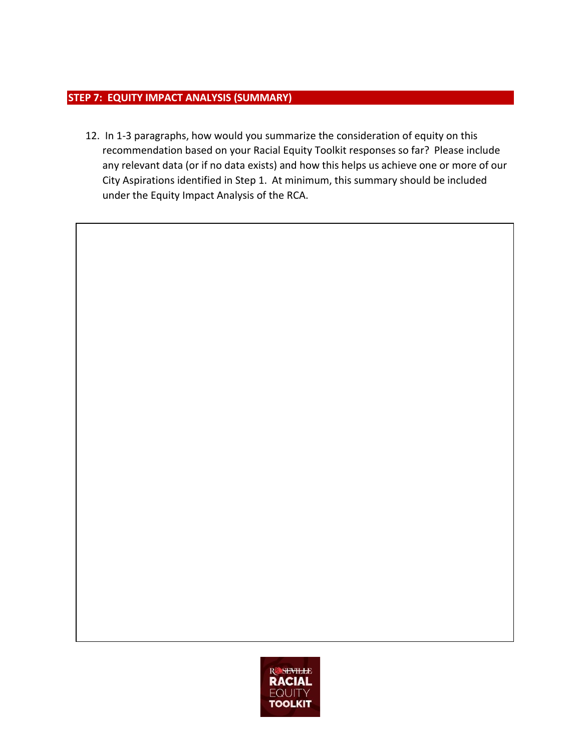## STEP 7: EQUITY IMPACT ANALYSIS (SUMMARY)

12. In 1-3 paragraphs, how would you summarize the consideration of equity on this recommendation based on your Racial Equity Toolkit responses so far? Please include any relevant data (or if no data exists) and how this helps us achieve one or more of our City Aspirations identified in Step 1. At minimum, this summary should be included under the Equity Impact Analysis of the RCA.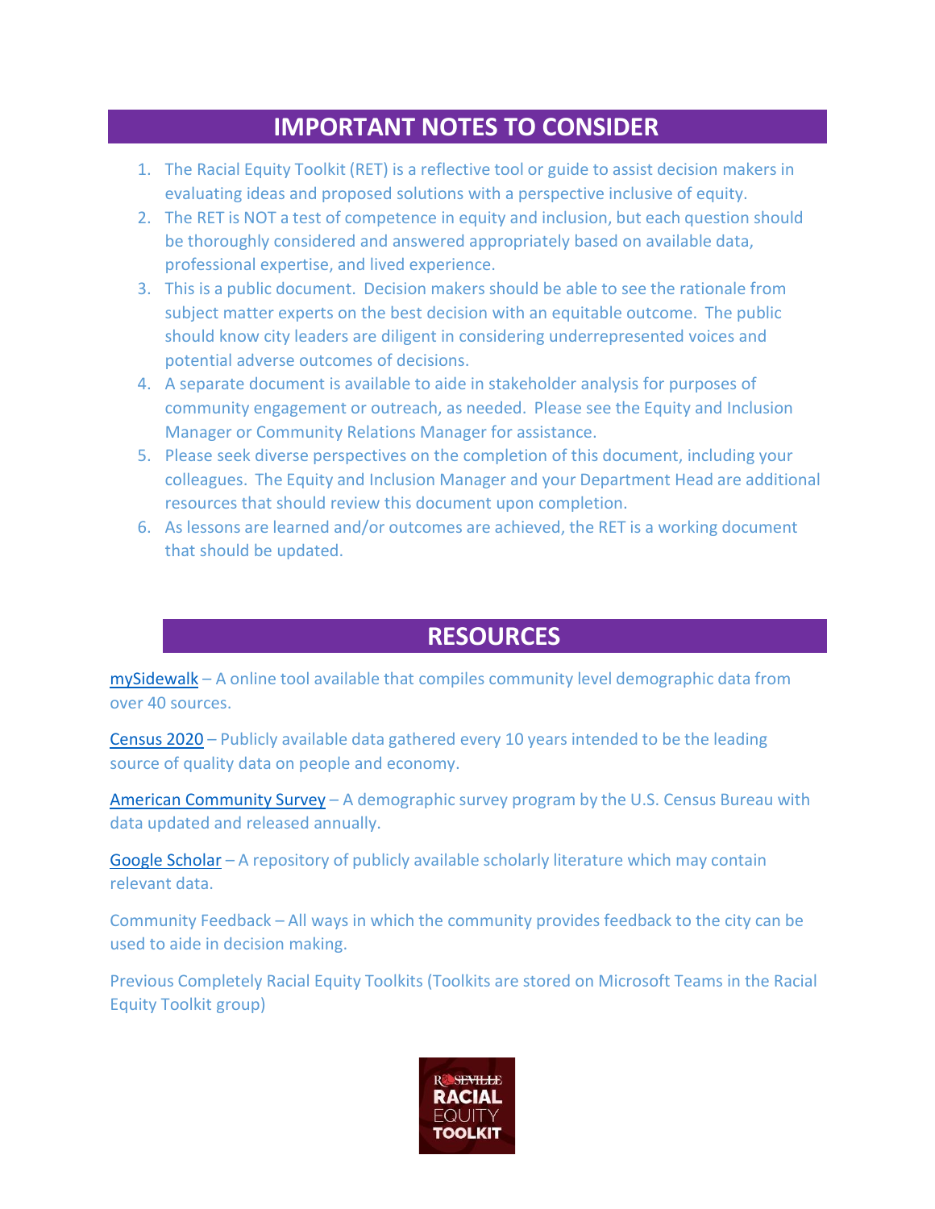## IMPORTANT NOTES TO CONSIDER

1. The Racial Equity Toolkit (RET) is a reflective tool or guide to assist decision makers in evaluating ideas and proposed solutions with a perspective inclusive of equity.
2. The RET is NOT a test of competence in equity and inclusion, but each question should be thoroughly considered and answered appropriately based on available data, professional expertise, and lived experience.
3. This is a public document. Decision makers should be able to see the rationale from subject matter experts on the best decision with an equitable outcome. The public should know city leaders are diligent in considering underrepresented voices and potential adverse outcomes of decisions.
4. A separate document is available to aide in stakeholder analysis for purposes of community engagement or outreach, as needed. Please see the Equity and Inclusion Manager or Community Relations Manager for assistance.
5. Please seek diverse perspectives on the completion of this document, including your colleagues. The Equity and Inclusion Manager and your Department Head are additional resources that should review this document upon completion.
6. As lessons are learned and/or outcomes are achieved, the RET is a working document that should be updated.

## RESOURCES

mySidewalk – A online tool available that compiles community level demographic data from over 40 sources.

Census 2020 – Publicly available data gathered every 10 years intended to be the leading source of quality data on people and economy.

American Community Survey – A demographic survey program by the U.S. Census Bureau with data updated and released annually.

Google Scholar – A repository of publicly available scholarly literature which may contain relevant data.

Community Feedback – All ways in which the community provides feedback to the city can be used to aide in decision making.

Previous Completely Racial Equity Toolkits (Toolkits are stored on Microsoft Teams in the Racial Equity Toolkit group)

ROSEVILLE RACIAL EQUITY TOOLKIT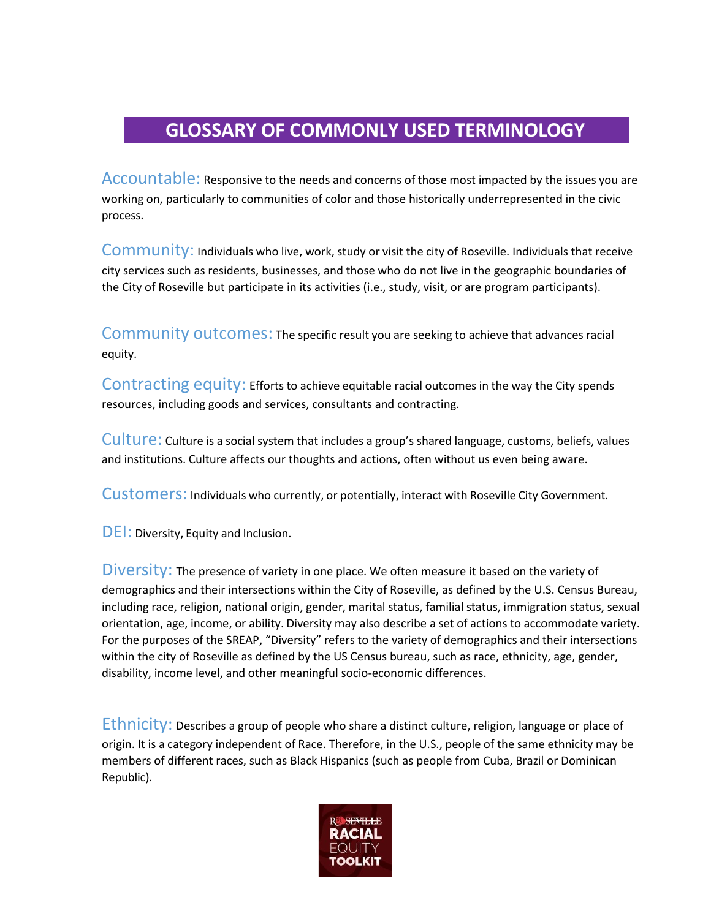# GLOSSARY OF COMMONLY USED TERMINOLOGY

**Accountable:** Responsive to the needs and concerns of those most impacted by the issues you are working on, particularly to communities of color and those historically underrepresented in the civic process.

**Community:** Individuals who live, work, study or visit the city of Roseville. Individuals that receive city services such as residents, businesses, and those who do not live in the geographic boundaries of the City of Roseville but participate in its activities (i.e., study, visit, or are program participants).

**Community outcomes:** The specific result you are seeking to achieve that advances racial equity.

**Contracting equity:** Efforts to achieve equitable racial outcomes in the way the City spends resources, including goods and services, consultants and contracting.

**Culture:** Culture is a social system that includes a group's shared language, customs, beliefs, values and institutions. Culture affects our thoughts and actions, often without us even being aware.

**Customers:** Individuals who currently, or potentially, interact with Roseville City Government.

**DEI:** Diversity, Equity and Inclusion.

**Diversity:** The presence of variety in one place. We often measure it based on the variety of demographics and their intersections within the City of Roseville, as defined by the U.S. Census Bureau, including race, religion, national origin, gender, marital status, familial status, immigration status, sexual orientation, age, income, or ability. Diversity may also describe a set of actions to accommodate variety. For the purposes of the SREAP, "Diversity" refers to the variety of demographics and their intersections within the city of Roseville as defined by the US Census bureau, such as race, ethnicity, age, gender, disability, income level, and other meaningful socio-economic differences.

**Ethnicity:** Describes a group of people who share a distinct culture, religion, language or place of origin. It is a category independent of Race. Therefore, in the U.S., people of the same ethnicity may be members of different races, such as Black Hispanics (such as people from Cuba, Brazil or Dominican Republic).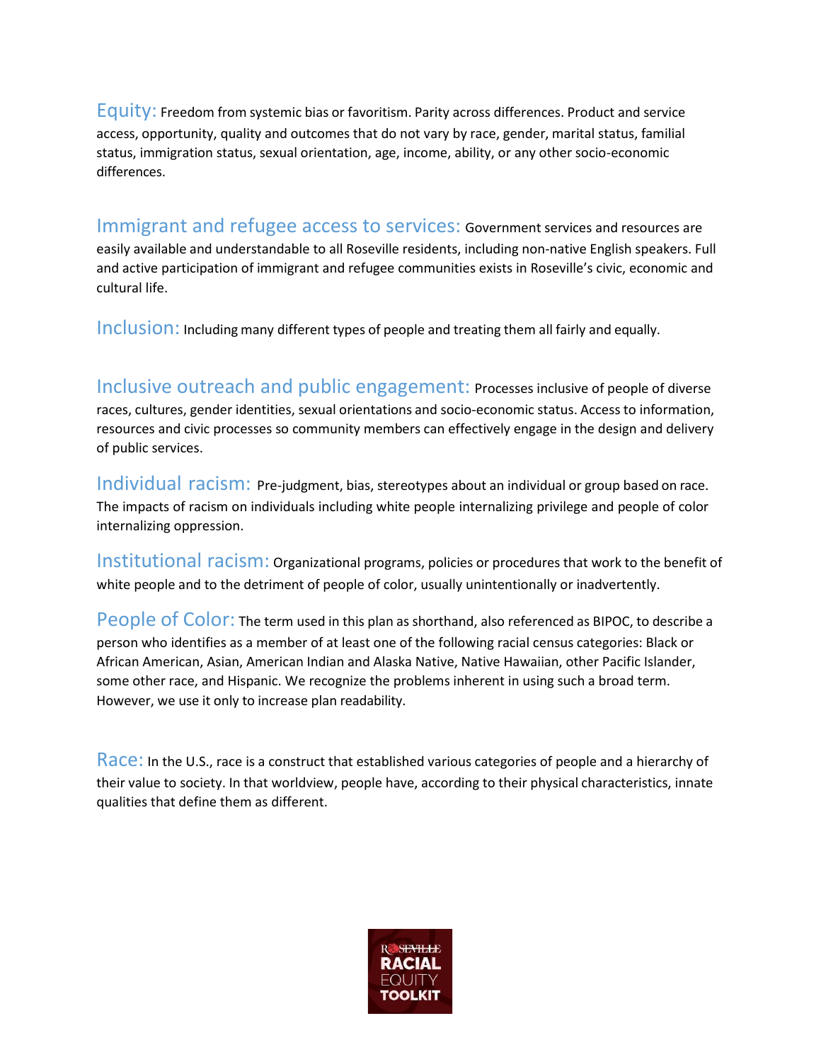**Equity:** Freedom from systemic bias or favoritism. Parity across differences. Product and service access, opportunity, quality and outcomes that do not vary by race, gender, marital status, familial status, immigration status, sexual orientation, age, income, ability, or any other socio-economic differences.

**Immigrant and refugee access to services:** Government services and resources are easily available and understandable to all Roseville residents, including non-native English speakers. Full and active participation of immigrant and refugee communities exists in Roseville's civic, economic and cultural life.

**Inclusion:** Including many different types of people and treating them all fairly and equally.

**Inclusive outreach and public engagement:** Processes inclusive of people of diverse races, cultures, gender identities, sexual orientations and socio-economic status. Access to information, resources and civic processes so community members can effectively engage in the design and delivery of public services.

**Individual racism:** Pre-judgment, bias, stereotypes about an individual or group based on race. The impacts of racism on individuals including white people internalizing privilege and people of color internalizing oppression.

**Institutional racism:** Organizational programs, policies or procedures that work to the benefit of white people and to the detriment of people of color, usually unintentionally or inadvertently.

**People of Color:** The term used in this plan as shorthand, also referenced as BIPOC, to describe a person who identifies as a member of at least one of the following racial census categories: Black or African American, Asian, American Indian and Alaska Native, Native Hawaiian, other Pacific Islander, some other race, and Hispanic. We recognize the problems inherent in using such a broad term. However, we use it only to increase plan readability.

**Race:** In the U.S., race is a construct that established various categories of people and a hierarchy of their value to society. In that worldview, people have, according to their physical characteristics, innate qualities that define them as different.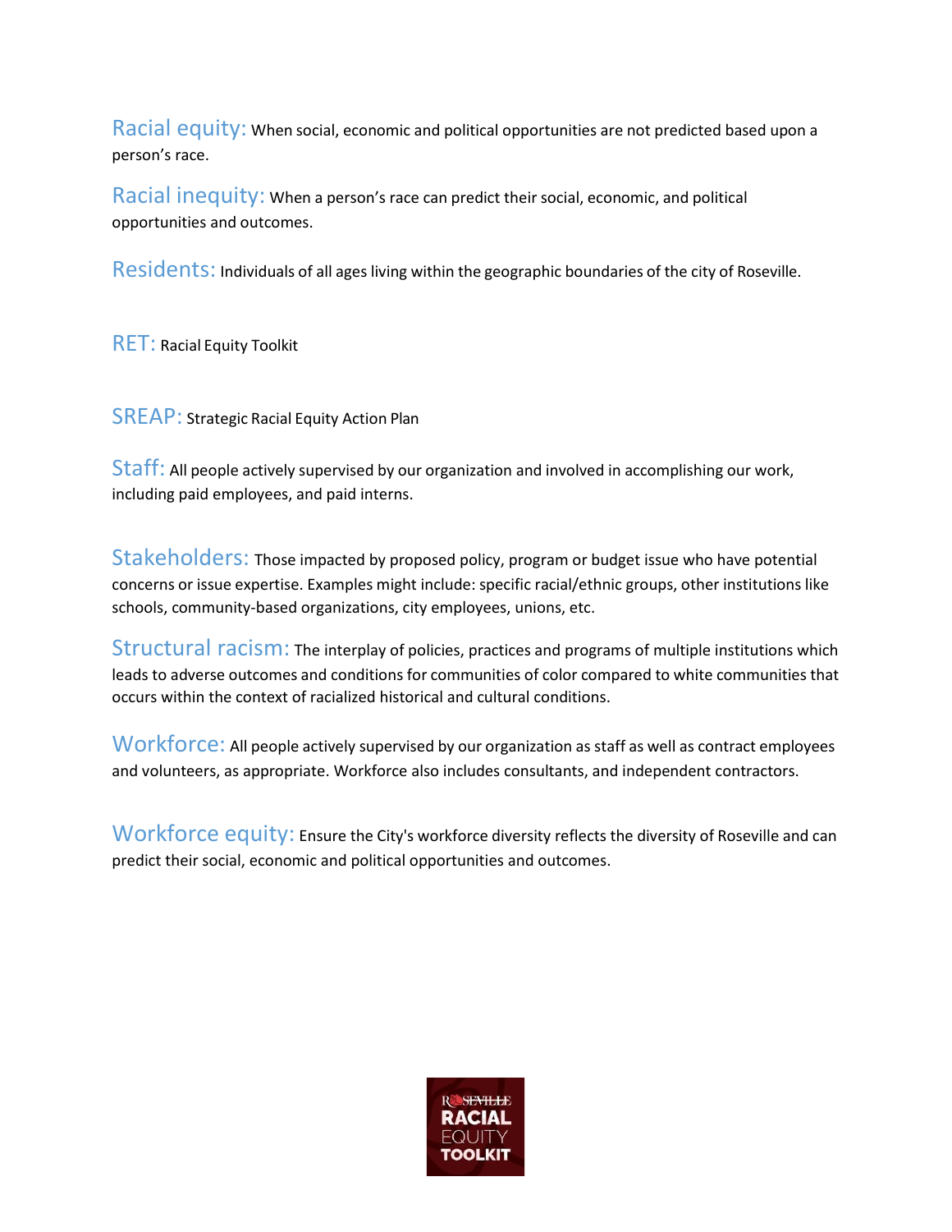**Racial equity:** When social, economic and political opportunities are not predicted based upon a person's race.

**Racial inequity:** When a person's race can predict their social, economic, and political opportunities and outcomes.

**Residents:** Individuals of all ages living within the geographic boundaries of the city of Roseville.

**RET:** Racial Equity Toolkit

**SREAP:** Strategic Racial Equity Action Plan

**Staff:** All people actively supervised by our organization and involved in accomplishing our work, including paid employees, and paid interns.

**Stakeholders:** Those impacted by proposed policy, program or budget issue who have potential concerns or issue expertise. Examples might include: specific racial/ethnic groups, other institutions like schools, community-based organizations, city employees, unions, etc.

**Structural racism:** The interplay of policies, practices and programs of multiple institutions which leads to adverse outcomes and conditions for communities of color compared to white communities that occurs within the context of racialized historical and cultural conditions.

**Workforce:** All people actively supervised by our organization as staff as well as contract employees and volunteers, as appropriate. Workforce also includes consultants, and independent contractors.

**Workforce equity:** Ensure the City's workforce diversity reflects the diversity of Roseville and can predict their social, economic and political opportunities and outcomes.